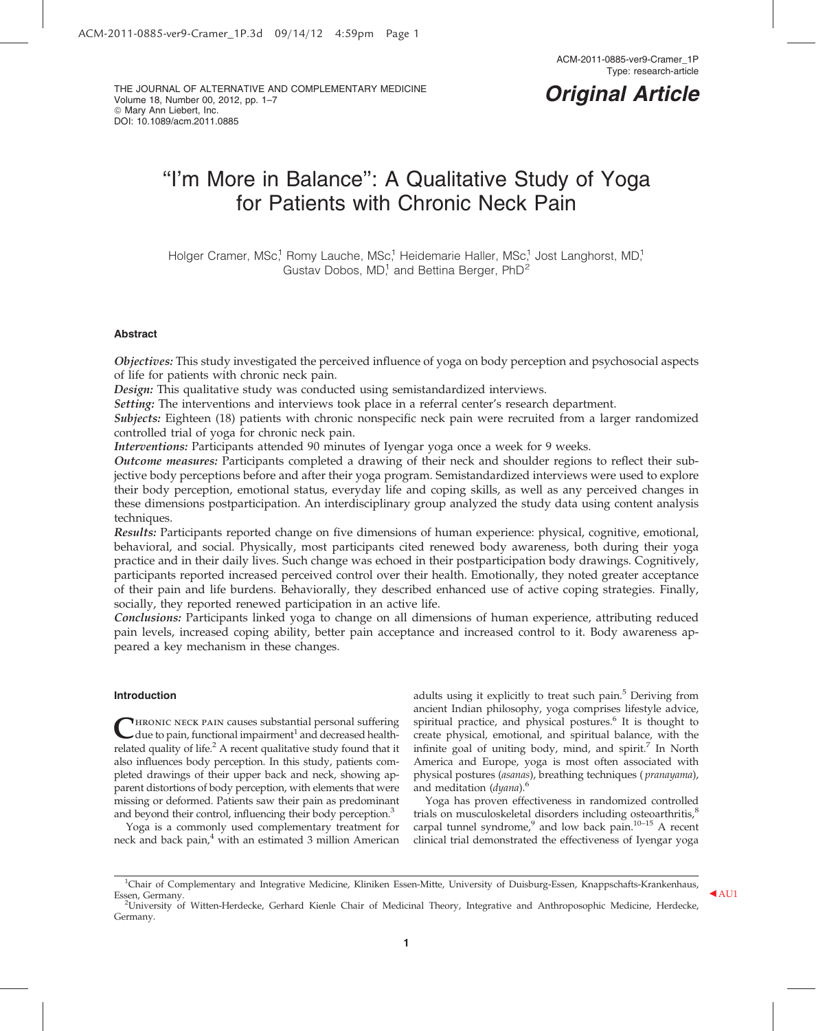Original Article

# "I'm More in Balance": A Qualitative Study of Yoga for Patients with Chronic Neck Pain

Holger Cramer, MSc,[1] Romy Lauche, MSc,[1] Heidemarie Haller, MSc,[1] Jost Langhorst, MD,[1] Gustav Dobos, MD,[1] and Bettina Berger, PhD[2]

## Abstract

*Objectives:* This study investigated the perceived influence of yoga on body perception and psychosocial aspects of life for patients with chronic neck pain.

*Design:* This qualitative study was conducted using semistandardized interviews.

*Setting:* The interventions and interviews took place in a referral center's research department.

*Subjects:* Eighteen (18) patients with chronic nonspecific neck pain were recruited from a larger randomized controlled trial of yoga for chronic neck pain.

*Interventions:* Participants attended 90 minutes of Iyengar yoga once a week for 9 weeks.

*Outcome measures:* Participants completed a drawing of their neck and shoulder regions to reflect their subjective body perceptions before and after their yoga program. Semistandardized interviews were used to explore their body perception, emotional status, everyday life and coping skills, as well as any perceived changes in these dimensions postparticipation. An interdisciplinary group analyzed the study data using content analysis techniques.

*Results:* Participants reported change on five dimensions of human experience: physical, cognitive, emotional, behavioral, and social. Physically, most participants cited renewed body awareness, both during their yoga practice and in their daily lives. Such change was echoed in their postparticipation body drawings. Cognitively, participants reported increased perceived control over their health. Emotionally, they noted greater acceptance of their pain and life burdens. Behaviorally, they described enhanced use of active coping strategies. Finally, socially, they reported renewed participation in an active life.

*Conclusions:* Participants linked yoga to change on all dimensions of human experience, attributing reduced pain levels, increased coping ability, better pain acceptance and increased control to it. Body awareness appeared a key mechanism in these changes.

## Introduction

Chronic neck pain causes substantial personal suffering due to pain, functional impairment[1] and decreased health-related quality of life.[2] A recent qualitative study found that it also influences body perception. In this study, patients completed drawings of their upper back and neck, showing apparent distortions of body perception, with elements that were missing or deformed. Patients saw their pain as predominant and beyond their control, influencing their body perception.[3]

Yoga is a commonly used complementary treatment for neck and back pain,[4] with an estimated 3 million American adults using it explicitly to treat such pain.[5] Deriving from ancient Indian philosophy, yoga comprises lifestyle advice, spiritual practice, and physical postures.[6] It is thought to create physical, emotional, and spiritual balance, with the infinite goal of uniting body, mind, and spirit.[7] In North America and Europe, yoga is most often associated with physical postures (*asanas*), breathing techniques (*pranayama*), and meditation (*dyana*).[6]

Yoga has proven effectiveness in randomized controlled trials on musculoskeletal disorders including osteoarthritis,[8] carpal tunnel syndrome,[9] and low back pain.[10–15] A recent clinical trial demonstrated the effectiveness of Iyengar yoga

---

[1]Chair of Complementary and Integrative Medicine, Kliniken Essen-Mitte, University of Duisburg-Essen, Knappschafts-Krankenhaus, Essen, Germany.

[2]University of Witten-Herdecke, Gerhard Kienle Chair of Medicinal Theory, Integrative and Anthroposophic Medicine, Herdecke, Germany.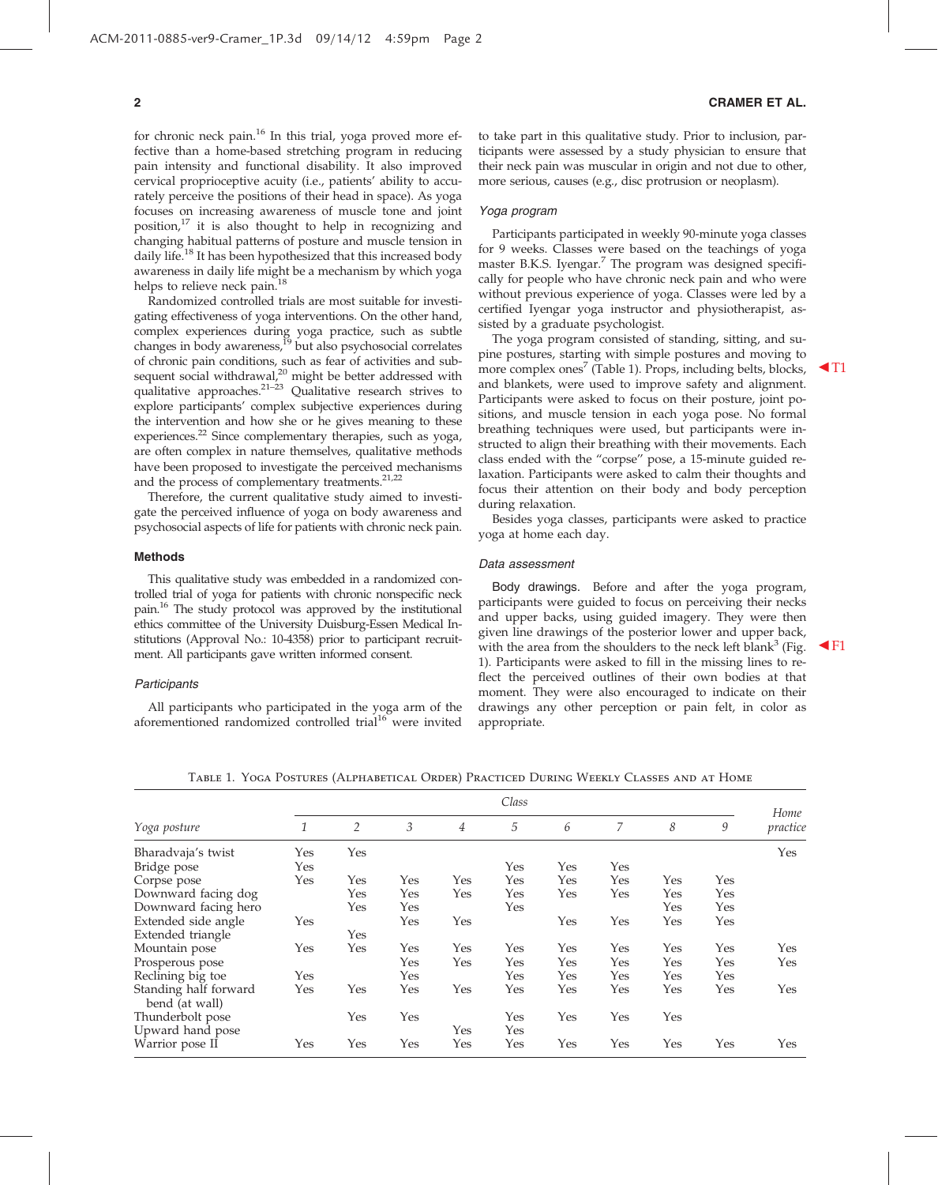for chronic neck pain.[16] In this trial, yoga proved more effective than a home-based stretching program in reducing pain intensity and functional disability. It also improved cervical proprioceptive acuity (i.e., patients' ability to accurately perceive the positions of their head in space). As yoga focuses on increasing awareness of muscle tone and joint position,[17] it is also thought to help in recognizing and changing habitual patterns of posture and muscle tension in daily life.[18] It has been hypothesized that this increased body awareness in daily life might be a mechanism by which yoga helps to relieve neck pain.[18]

Randomized controlled trials are most suitable for investigating effectiveness of yoga interventions. On the other hand, complex experiences during yoga practice, such as subtle changes in body awareness,[19] but also psychosocial correlates of chronic pain conditions, such as fear of activities and subsequent social withdrawal,[20] might be better addressed with qualitative approaches.[21–23] Qualitative research strives to explore participants' complex subjective experiences during the intervention and how she or he gives meaning to these experiences.[22] Since complementary therapies, such as yoga, are often complex in nature themselves, qualitative methods have been proposed to investigate the perceived mechanisms and the process of complementary treatments.[21,22]

Therefore, the current qualitative study aimed to investigate the perceived influence of yoga on body awareness and psychosocial aspects of life for patients with chronic neck pain.

## Methods

This qualitative study was embedded in a randomized controlled trial of yoga for patients with chronic nonspecific neck pain.[16] The study protocol was approved by the institutional ethics committee of the University Duisburg-Essen Medical Institutions (Approval No.: 10-4358) prior to participant recruitment. All participants gave written informed consent.

### *Participants*

All participants who participated in the yoga arm of the aforementioned randomized controlled trial[16] were invited to take part in this qualitative study. Prior to inclusion, participants were assessed by a study physician to ensure that their neck pain was muscular in origin and not due to other, more serious, causes (e.g., disc protrusion or neoplasm).

### *Yoga program*

Participants participated in weekly 90-minute yoga classes for 9 weeks. Classes were based on the teachings of yoga master B.K.S. Iyengar.[7] The program was designed specifically for people who have chronic neck pain and who were without previous experience of yoga. Classes were led by a certified Iyengar yoga instructor and physiotherapist, assisted by a graduate psychologist.

The yoga program consisted of standing, sitting, and supine postures, starting with simple postures and moving to more complex ones[7] (Table 1). Props, including belts, blocks, and blankets, were used to improve safety and alignment. Participants were asked to focus on their posture, joint positions, and muscle tension in each yoga pose. No formal breathing techniques were used, but participants were instructed to align their breathing with their movements. Each class ended with the "corpse" pose, a 15-minute guided relaxation. Participants were asked to calm their thoughts and focus their attention on their body and body perception during relaxation.

Besides yoga classes, participants were asked to practice yoga at home each day.

### *Data assessment*

Body drawings. Before and after the yoga program, participants were guided to focus on perceiving their necks and upper backs, using guided imagery. They were then given line drawings of the posterior lower and upper back, with the area from the shoulders to the neck left blank[3] (Fig. 1). Participants were asked to fill in the missing lines to reflect the perceived outlines of their own bodies at that moment. They were also encouraged to indicate on their drawings any other perception or pain felt, in color as appropriate.

Table 1. Yoga Postures (Alphabetical Order) Practiced During Weekly Classes and at Home

| *Yoga posture* | *Class* | | | | | | | | | *Home practice* |
|---|---|---|---|---|---|---|---|---|---|---|
| | *1* | *2* | *3* | *4* | *5* | *6* | *7* | *8* | *9* | |
| Bharadvaja's twist | Yes | Yes | | | | | | | | Yes |
| Bridge pose | Yes | | | | Yes | Yes | Yes | | | |
| Corpse pose | Yes | Yes | Yes | Yes | Yes | Yes | Yes | Yes | Yes | |
| Downward facing dog | | Yes | Yes | Yes | Yes | Yes | Yes | Yes | Yes | |
| Downward facing hero | | Yes | Yes | | Yes | | | Yes | Yes | |
| Extended side angle | Yes | | Yes | Yes | | Yes | Yes | Yes | Yes | |
| Extended triangle | | Yes | | | | | | | | |
| Mountain pose | Yes | Yes | Yes | Yes | Yes | Yes | Yes | Yes | Yes | Yes |
| Prosperous pose | | | Yes | Yes | Yes | Yes | Yes | Yes | Yes | Yes |
| Reclining big toe | Yes | | Yes | | Yes | Yes | Yes | Yes | Yes | |
| Standing half forward bend (at wall) | Yes | Yes | Yes | Yes | Yes | Yes | Yes | Yes | Yes | Yes |
| Thunderbolt pose | | Yes | Yes | | Yes | Yes | Yes | Yes | | |
| Upward hand pose | | | | Yes | Yes | | | | | |
| Warrior pose II | Yes | Yes | Yes | Yes | Yes | Yes | Yes | Yes | Yes | Yes |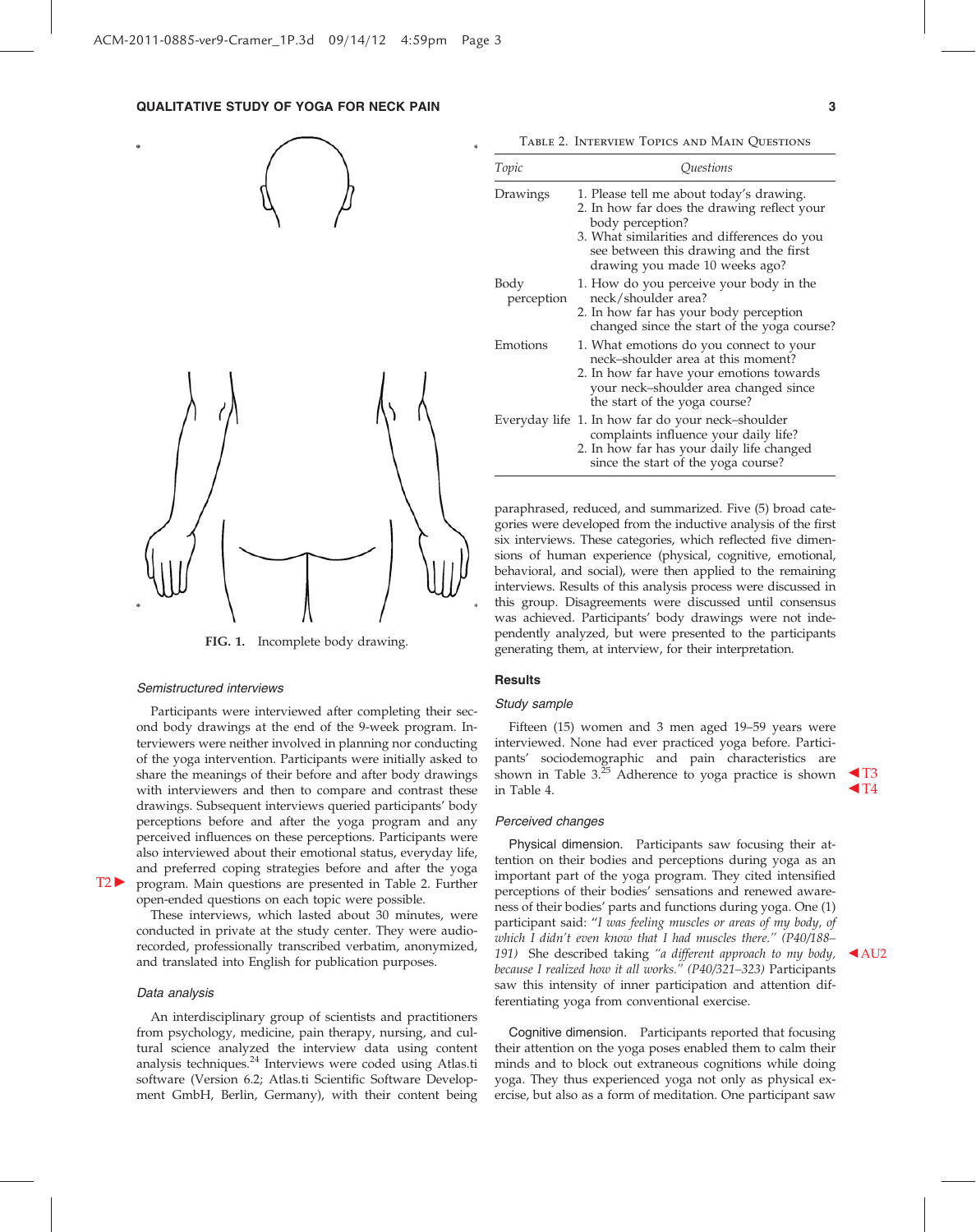FIG. 1. Incomplete body drawing.

### Semistructured interviews

Participants were interviewed after completing their second body drawings at the end of the 9-week program. Interviewers were neither involved in planning nor conducting of the yoga intervention. Participants were initially asked to share the meanings of their before and after body drawings with interviewers and then to compare and contrast these drawings. Subsequent interviews queried participants' body perceptions before and after the yoga program and any perceived influences on these perceptions. Participants were also interviewed about their emotional status, everyday life, and preferred coping strategies before and after the yoga program. Main questions are presented in Table 2. Further open-ended questions on each topic were possible.

These interviews, which lasted about 30 minutes, were conducted in private at the study center. They were audio-recorded, professionally transcribed verbatim, anonymized, and translated into English for publication purposes.

### Data analysis

An interdisciplinary group of scientists and practitioners from psychology, medicine, pain therapy, nursing, and cultural science analyzed the interview data using content analysis techniques.[24] Interviews were coded using Atlas.ti software (Version 6.2; Atlas.ti Scientific Software Development GmbH, Berlin, Germany), with their content being paraphrased, reduced, and summarized. Five (5) broad categories were developed from the inductive analysis of the first six interviews. These categories, which reflected five dimensions of human experience (physical, cognitive, emotional, behavioral, and social), were then applied to the remaining interviews. Results of this analysis process were discussed in this group. Disagreements were discussed until consensus was achieved. Participants' body drawings were not independently analyzed, but were presented to the participants generating them, at interview, for their interpretation.

Table 2. Interview Topics and Main Questions

| Topic | Questions |
|---|---|
| Drawings | 1. Please tell me about today's drawing.<br>2. In how far does the drawing reflect your body perception?<br>3. What similarities and differences do you see between this drawing and the first drawing you made 10 weeks ago? |
| Body perception | 1. How do you perceive your body in the neck/shoulder area?<br>2. In how far has your body perception changed since the start of the yoga course? |
| Emotions | 1. What emotions do you connect to your neck–shoulder area at this moment?<br>2. In how far have your emotions towards your neck–shoulder area changed since the start of the yoga course? |
| Everyday life | 1. In how far do your neck–shoulder complaints influence your daily life?<br>2. In how far has your daily life changed since the start of the yoga course? |

## Results

### Study sample

Fifteen (15) women and 3 men aged 19–59 years were interviewed. None had ever practiced yoga before. Participants' sociodemographic and pain characteristics are shown in Table 3.[25] Adherence to yoga practice is shown in Table 4.

### Perceived changes

**Physical dimension.** Participants saw focusing their attention on their bodies and perceptions during yoga as an important part of the yoga program. They cited intensified perceptions of their bodies' sensations and renewed awareness of their bodies' parts and functions during yoga. One participant said: "*I was feeling muscles or areas of my body, of which I didn't even know that I had muscles there.*" *(P40/188–191)* She described taking *"a different approach to my body, because I realized how it all works." (P40/321–323)* Participants saw this intensity of inner participation and attention differentiating yoga from conventional exercise.

**Cognitive dimension.** Participants reported that focusing their attention on the yoga poses enabled them to calm their minds and to block out extraneous cognitions while doing yoga. They thus experienced yoga not only as physical exercise, but also as a form of meditation. One participant saw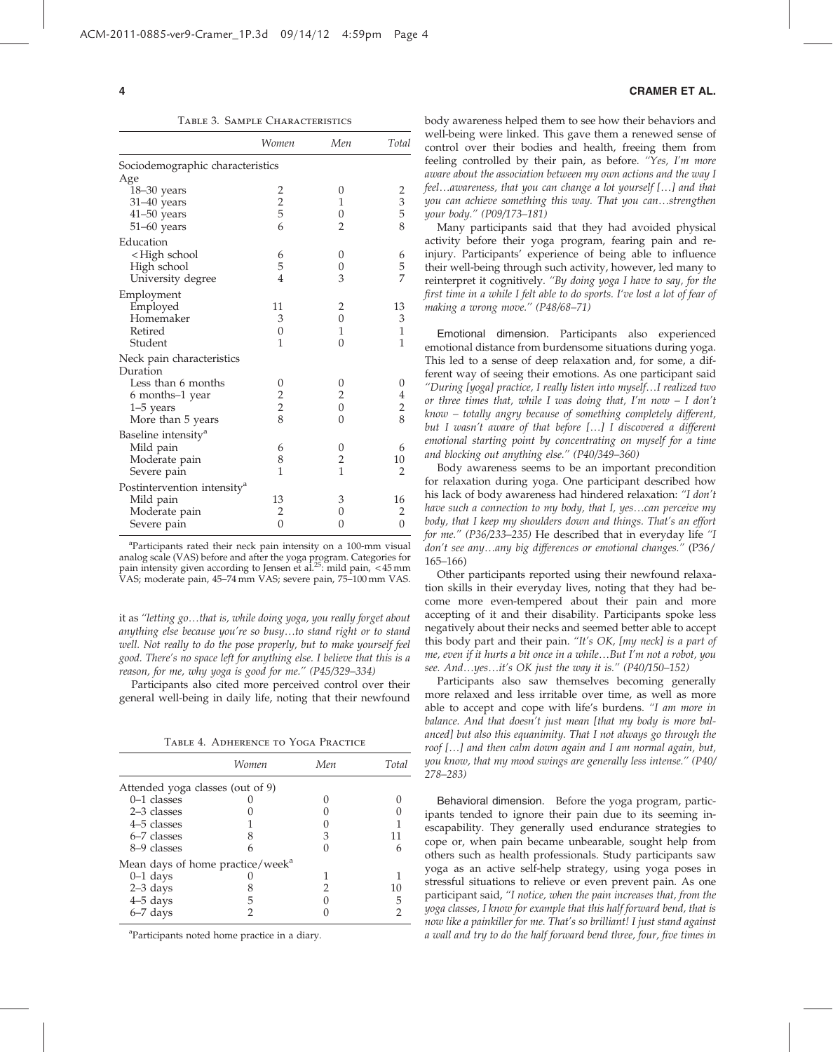Table 3. Sample Characteristics

| | Women | Men | Total |
|---|---|---|---|
| Sociodemographic characteristics | | | |
| Age | | | |
| 18–30 years | 2 | 0 | 2 |
| 31–40 years | 2 | 1 | 3 |
| 41–50 years | 5 | 0 | 5 |
| 51–60 years | 6 | 2 | 8 |
| Education | | | |
| <High school | 6 | 0 | 6 |
| High school | 5 | 0 | 5 |
| University degree | 4 | 3 | 7 |
| Employment | | | |
| Employed | 11 | 2 | 13 |
| Homemaker | 3 | 0 | 3 |
| Retired | 0 | 1 | 1 |
| Student | 1 | 0 | 1 |
| Neck pain characteristics | | | |
| Duration | | | |
| Less than 6 months | 0 | 0 | 0 |
| 6 months–1 year | 2 | 2 | 4 |
| 1–5 years | 2 | 0 | 2 |
| More than 5 years | 8 | 0 | 8 |
| Baseline intensity[a] | | | |
| Mild pain | 6 | 0 | 6 |
| Moderate pain | 8 | 2 | 10 |
| Severe pain | 1 | 1 | 2 |
| Postintervention intensity[a] | | | |
| Mild pain | 13 | 3 | 16 |
| Moderate pain | 2 | 0 | 2 |
| Severe pain | 0 | 0 | 0 |

[a]Participants rated their neck pain intensity on a 100-mm visual analog scale (VAS) before and after the yoga program. Categories for pain intensity given according to Jensen et al.[25]: mild pain, <45 mm VAS; moderate pain, 45–74 mm VAS; severe pain, 75–100 mm VAS.

it as *"letting go…that is, while doing yoga, you really forget about anything else because you're so busy…to stand right or to stand well. Not really to do the pose properly, but to make yourself feel good. There's no space left for anything else. I believe that this is a reason, for me, why yoga is good for me." (P45/329–334)*

Participants also cited more perceived control over their general well-being in daily life, noting that their newfound

Table 4. Adherence to Yoga Practice

| | Women | Men | Total |
|---|---|---|---|
| Attended yoga classes (out of 9) | | | |
| 0–1 classes | 0 | 0 | 0 |
| 2–3 classes | 0 | 0 | 0 |
| 4–5 classes | 1 | 0 | 1 |
| 6–7 classes | 8 | 3 | 11 |
| 8–9 classes | 6 | 0 | 6 |
| Mean days of home practice/week[a] | | | |
| 0–1 days | 0 | 1 | 1 |
| 2–3 days | 8 | 2 | 10 |
| 4–5 days | 5 | 0 | 5 |
| 6–7 days | 2 | 0 | 2 |

[a]Participants noted home practice in a diary.

body awareness helped them to see how their behaviors and well-being were linked. This gave them a renewed sense of control over their bodies and health, freeing them from feeling controlled by their pain, as before. *"Yes, I'm more aware about the association between my own actions and the way I feel…awareness, that you can change a lot yourself […] and that you can achieve something this way. That you can…strengthen your body." (P09/173–181)*

Many participants said that they had avoided physical activity before their yoga program, fearing pain and re-injury. Participants' experience of being able to influence their well-being through such activity, however, led many to reinterpret it cognitively. *"By doing yoga I have to say, for the first time in a while I felt able to do sports. I've lost a lot of fear of making a wrong move." (P48/68–71)*

**Emotional dimension.** Participants also experienced emotional distance from burdensome situations during yoga. This led to a sense of deep relaxation and, for some, a different way of seeing their emotions. As one participant said *"During [yoga] practice, I really listen into myself…I realized two or three times that, while I was doing that, I'm now – I don't know – totally angry because of something completely different, but I wasn't aware of that before […] I discovered a different emotional starting point by concentrating on myself for a time and blocking out anything else." (P40/349–360)*

Body awareness seems to be an important precondition for relaxation during yoga. One participant described how his lack of body awareness had hindered relaxation: *"I don't have such a connection to my body, that I, yes…can perceive my body, that I keep my shoulders down and things. That's an effort for me." (P36/233–235)* He described that in everyday life *"I don't see any…any big differences or emotional changes."* (P36/165–166)

Other participants reported using their newfound relaxation skills in their everyday lives, noting that they had become more even-tempered about their pain and more accepting of it and their disability. Participants spoke less negatively about their necks and seemed better able to accept this body part and their pain. *"It's OK, [my neck] is a part of me, even if it hurts a bit once in a while…But I'm not a robot, you see. And…yes…it's OK just the way it is." (P40/150–152)*

Participants also saw themselves becoming generally more relaxed and less irritable over time, as well as more able to accept and cope with life's burdens. *"I am more in balance. And that doesn't just mean [that my body is more balanced] but also this equanimity. That I not always go through the roof […] and then calm down again and I am normal again, but, you know, that my mood swings are generally less intense." (P40/278–283)*

**Behavioral dimension.** Before the yoga program, participants tended to ignore their pain due to its seeming inescapability. They generally used endurance strategies to cope or, when pain became unbearable, sought help from others such as health professionals. Study participants saw yoga as an active self-help strategy, using yoga poses in stressful situations to relieve or even prevent pain. As one participant said, *"I notice, when the pain increases that, from the yoga classes, I know for example that this half forward bend, that is now like a painkiller for me. That's so brilliant! I just stand against a wall and try to do the half forward bend three, four, five times in*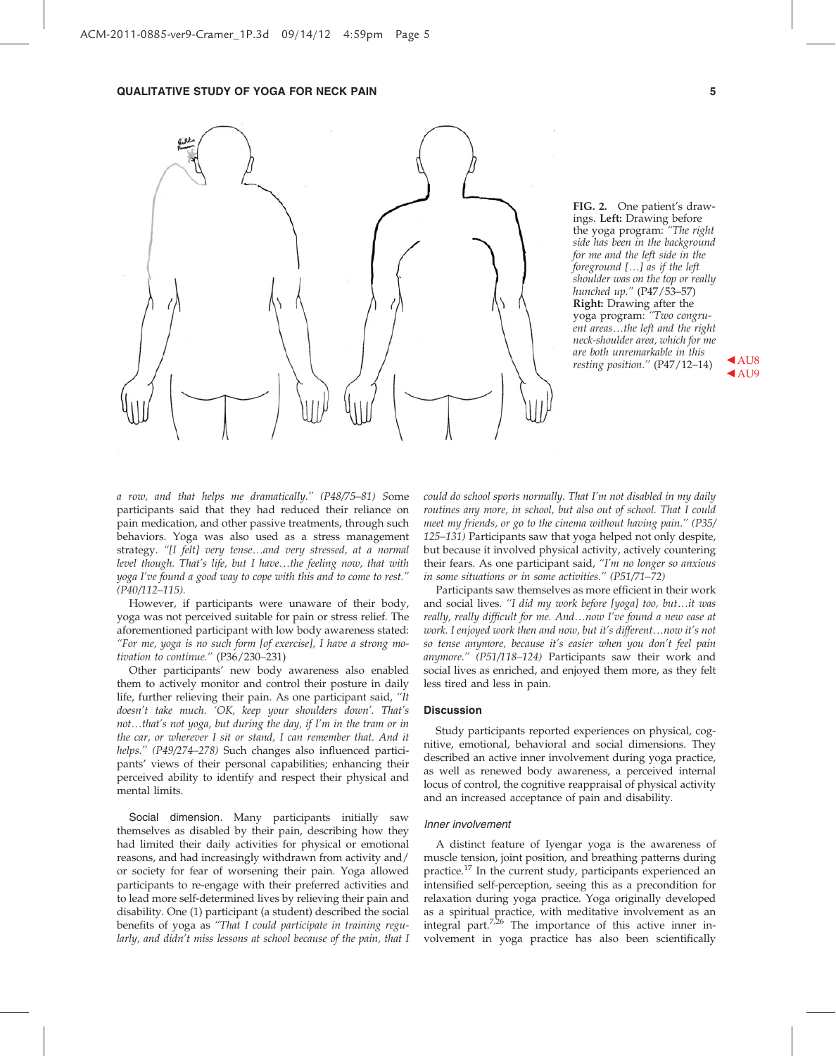FIG. 2. One patient's drawings. **Left:** Drawing before the yoga program: *"The right side has been in the background for me and the left side in the foreground […] as if the left shoulder was on the top or really hunched up."* (P47/53–57) **Right:** Drawing after the yoga program: *"Two congruent areas…the left and the right neck-shoulder area, which for me are both unremarkable in this resting position."* (P47/12–14)

*a row, and that helps me dramatically."* *(P48/75–81)* Some participants said that they had reduced their reliance on pain medication, and other passive treatments, through such behaviors. Yoga was also used as a stress management strategy. *"[I felt] very tense…and very stressed, at a normal level though. That's life, but I have…the feeling now, that with yoga I've found a good way to cope with this and to come to rest."* *(P40/112–115).*

However, if participants were unaware of their body, yoga was not perceived suitable for pain or stress relief. The aforementioned participant with low body awareness stated: *"For me, yoga is no such form [of exercise], I have a strong motivation to continue."* (P36/230–231)

Other participants' new body awareness also enabled them to actively monitor and control their posture in daily life, further relieving their pain. As one participant said, *"It doesn't take much. 'OK, keep your shoulders down'. That's not…that's not yoga, but during the day, if I'm in the tram or in the car, or wherever I sit or stand, I can remember that. And it helps."* *(P49/274–278)* Such changes also influenced participants' views of their personal capabilities; enhancing their perceived ability to identify and respect their physical and mental limits.

**Social dimension.** Many participants initially saw themselves as disabled by their pain, describing how they had limited their daily activities for physical or emotional reasons, and had increasingly withdrawn from activity and/or society for fear of worsening their pain. Yoga allowed participants to re-engage with their preferred activities and to lead more self-determined lives by relieving their pain and disability. One (1) participant (a student) described the social benefits of yoga as *"That I could participate in training regularly, and didn't miss lessons at school because of the pain, that I could do school sports normally. That I'm not disabled in my daily routines any more, in school, but also out of school. That I could meet my friends, or go to the cinema without having pain."* *(P35/125–131)* Participants saw that yoga helped not only despite, but because it involved physical activity, actively countering their fears. As one participant said, *"I'm no longer so anxious in some situations or in some activities."* *(P51/71–72)*

Participants saw themselves as more efficient in their work and social lives. *"I did my work before [yoga] too, but…it was really, really difficult for me. And…now I've found a new ease at work. I enjoyed work then and now, but it's different…now it's not so tense anymore, because it's easier when you don't feel pain anymore."* *(P51/118–124)* Participants saw their work and social lives as enriched, and enjoyed them more, as they felt less tired and less in pain.

## Discussion

Study participants reported experiences on physical, cognitive, emotional, behavioral and social dimensions. They described an active inner involvement during yoga practice, as well as renewed body awareness, a perceived internal locus of control, the cognitive reappraisal of physical activity and an increased acceptance of pain and disability.

### *Inner involvement*

A distinct feature of Iyengar yoga is the awareness of muscle tension, joint position, and breathing patterns during practice.[17] In the current study, participants experienced an intensified self-perception, seeing this as a precondition for relaxation during yoga practice. Yoga originally developed as a spiritual practice, with meditative involvement as an integral part.[7,26] The importance of this active inner involvement in yoga practice has also been scientifically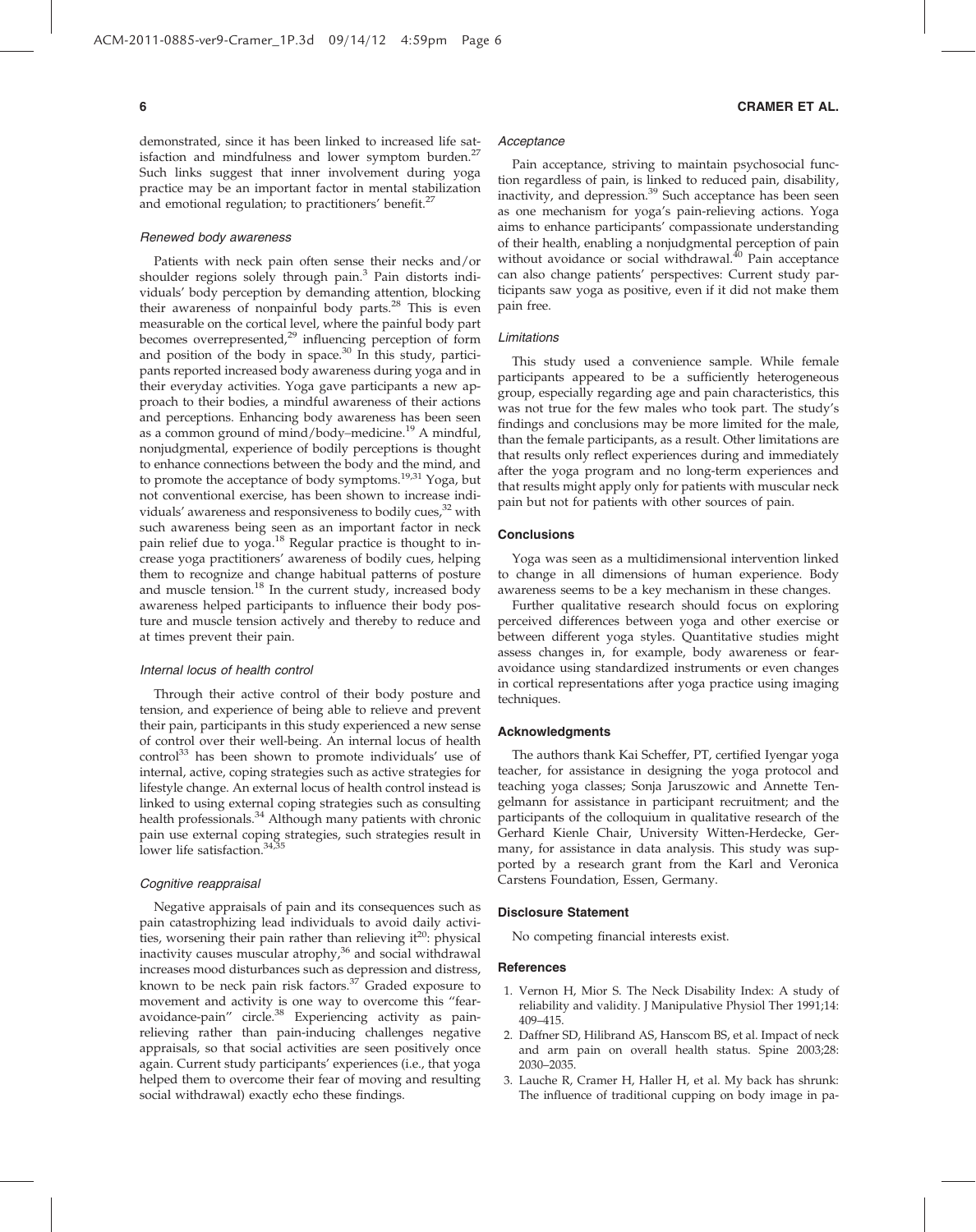demonstrated, since it has been linked to increased life satisfaction and mindfulness and lower symptom burden.[27] Such links suggest that inner involvement during yoga practice may be an important factor in mental stabilization and emotional regulation; to practitioners' benefit.[27]

#### *Renewed body awareness*

Patients with neck pain often sense their necks and/or shoulder regions solely through pain.[3] Pain distorts individuals' body perception by demanding attention, blocking their awareness of nonpainful body parts.[28] This is even measurable on the cortical level, where the painful body part becomes overrepresented,[29] influencing perception of form and position of the body in space.[30] In this study, participants reported increased body awareness during yoga and in their everyday activities. Yoga gave participants a new approach to their bodies, a mindful awareness of their actions and perceptions. Enhancing body awareness has been seen as a common ground of mind/body–medicine.[19] A mindful, nonjudgmental, experience of bodily perceptions is thought to enhance connections between the body and the mind, and to promote the acceptance of body symptoms.[19,31] Yoga, but not conventional exercise, has been shown to increase individuals' awareness and responsiveness to bodily cues,[32] with such awareness being seen as an important factor in neck pain relief due to yoga.[18] Regular practice is thought to increase yoga practitioners' awareness of bodily cues, helping them to recognize and change habitual patterns of posture and muscle tension.[18] In the current study, increased body awareness helped participants to influence their body posture and muscle tension actively and thereby to reduce and at times prevent their pain.

#### *Internal locus of health control*

Through their active control of their body posture and tension, and experience of being able to relieve and prevent their pain, participants in this study experienced a new sense of control over their well-being. An internal locus of health control[33] has been shown to promote individuals' use of internal, active, coping strategies such as active strategies for lifestyle change. An external locus of health control instead is linked to using external coping strategies such as consulting health professionals.[34] Although many patients with chronic pain use external coping strategies, such strategies result in lower life satisfaction.[34,35]

#### *Cognitive reappraisal*

Negative appraisals of pain and its consequences such as pain catastrophizing lead individuals to avoid daily activities, worsening their pain rather than relieving it[20]: physical inactivity causes muscular atrophy,[36] and social withdrawal increases mood disturbances such as depression and distress, known to be neck pain risk factors.[37] Graded exposure to movement and activity is one way to overcome this "fear-avoidance-pain" circle.[38] Experiencing activity as pain-relieving rather than pain-inducing challenges negative appraisals, so that social activities are seen positively once again. Current study participants' experiences (i.e., that yoga helped them to overcome their fear of moving and resulting social withdrawal) exactly echo these findings.

#### *Acceptance*

Pain acceptance, striving to maintain psychosocial function regardless of pain, is linked to reduced pain, disability, inactivity, and depression.[39] Such acceptance has been seen as one mechanism for yoga's pain-relieving actions. Yoga aims to enhance participants' compassionate understanding of their health, enabling a nonjudgmental perception of pain without avoidance or social withdrawal.[40] Pain acceptance can also change patients' perspectives: Current study participants saw yoga as positive, even if it did not make them pain free.

#### *Limitations*

This study used a convenience sample. While female participants appeared to be a sufficiently heterogeneous group, especially regarding age and pain characteristics, this was not true for the few males who took part. The study's findings and conclusions may be more limited for the male, than the female participants, as a result. Other limitations are that results only reflect experiences during and immediately after the yoga program and no long-term experiences and that results might apply only for patients with muscular neck pain but not for patients with other sources of pain.

### Conclusions

Yoga was seen as a multidimensional intervention linked to change in all dimensions of human experience. Body awareness seems to be a key mechanism in these changes.

Further qualitative research should focus on exploring perceived differences between yoga and other exercise or between different yoga styles. Quantitative studies might assess changes in, for example, body awareness or fear-avoidance using standardized instruments or even changes in cortical representations after yoga practice using imaging techniques.

### Acknowledgments

The authors thank Kai Scheffer, PT, certified Iyengar yoga teacher, for assistance in designing the yoga protocol and teaching yoga classes; Sonja Jaruszowic and Annette Tengelmann for assistance in participant recruitment; and the participants of the colloquium in qualitative research of the Gerhard Kienle Chair, University Witten-Herdecke, Germany, for assistance in data analysis. This study was supported by a research grant from the Karl and Veronica Carstens Foundation, Essen, Germany.

### Disclosure Statement

No competing financial interests exist.

### References

1. Vernon H, Mior S. The Neck Disability Index: A study of reliability and validity. J Manipulative Physiol Ther 1991;14: 409–415.
2. Daffner SD, Hilibrand AS, Hanscom BS, et al. Impact of neck and arm pain on overall health status. Spine 2003;28: 2030–2035.
3. Lauche R, Cramer H, Haller H, et al. My back has shrunk: The influence of traditional cupping on body image in pa-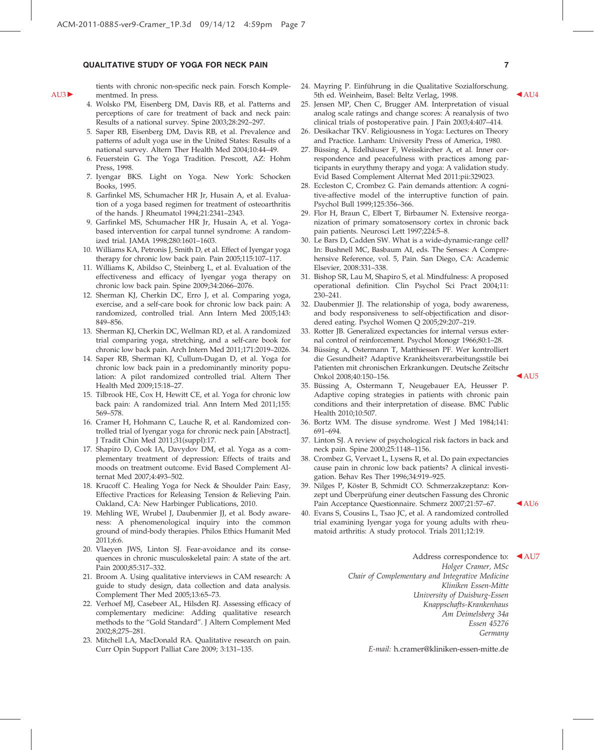tients with chronic non-specific neck pain. Forsch Komplementmed. In press.

4. Wolsko PM, Eisenberg DM, Davis RB, et al. Patterns and perceptions of care for treatment of back and neck pain: Results of a national survey. Spine 2003;28:292–297.
5. Saper RB, Eisenberg DM, Davis RB, et al. Prevalence and patterns of adult yoga use in the United States: Results of a national survey. Altern Ther Health Med 2004;10:44–49.
6. Feuerstein G. The Yoga Tradition. Prescott, AZ: Hohm Press, 1998.
7. Iyengar BKS. Light on Yoga. New York: Schocken Books, 1995.
8. Garfinkel MS, Schumacher HR Jr, Husain A, et al. Evaluation of a yoga based regimen for treatment of osteoarthritis of the hands. J Rheumatol 1994;21:2341–2343.
9. Garfinkel MS, Schumacher HR Jr, Husain A, et al. Yoga-based intervention for carpal tunnel syndrome: A randomized trial. JAMA 1998;280:1601–1603.
10. Williams KA, Petronis J, Smith D, et al. Effect of Iyengar yoga therapy for chronic low back pain. Pain 2005;115:107–117.
11. Williams K, Abildso C, Steinberg L, et al. Evaluation of the effectiveness and efficacy of Iyengar yoga therapy on chronic low back pain. Spine 2009;34:2066–2076.
12. Sherman KJ, Cherkin DC, Erro J, et al. Comparing yoga, exercise, and a self-care book for chronic low back pain: A randomized, controlled trial. Ann Intern Med 2005;143: 849–856.
13. Sherman KJ, Cherkin DC, Wellman RD, et al. A randomized trial comparing yoga, stretching, and a self-care book for chronic low back pain. Arch Intern Med 2011;171:2019–2026.
14. Saper RB, Sherman KJ, Cullum-Dugan D, et al. Yoga for chronic low back pain in a predominantly minority population: A pilot randomized controlled trial. Altern Ther Health Med 2009;15:18–27.
15. Tilbrook HE, Cox H, Hewitt CE, et al. Yoga for chronic low back pain: A randomized trial. Ann Intern Med 2011;155: 569–578.
16. Cramer H, Hohmann C, Lauche R, et al. Randomized controlled trial of Iyengar yoga for chronic neck pain [Abstract]. J Tradit Chin Med 2011;31(suppl):17.
17. Shapiro D, Cook IA, Davydov DM, et al. Yoga as a complementary treatment of depression: Effects of traits and moods on treatment outcome. Evid Based Complement Alternat Med 2007;4:493–502.
18. Krucoff C. Healing Yoga for Neck & Shoulder Pain: Easy, Effective Practices for Releasing Tension & Relieving Pain. Oakland, CA: New Harbinger Publications, 2010.
19. Mehling WE, Wrubel J, Daubenmier JJ, et al. Body awareness: A phenomenological inquiry into the common ground of mind-body therapies. Philos Ethics Humanit Med 2011;6:6.
20. Vlaeyen JWS, Linton SJ. Fear-avoidance and its consequences in chronic musculoskeletal pain: A state of the art. Pain 2000;85:317–332.
21. Broom A. Using qualitative interviews in CAM research: A guide to study design, data collection and data analysis. Complement Ther Med 2005;13:65–73.
22. Verhoef MJ, Casebeer AL, Hilsden RJ. Assessing efficacy of complementary medicine: Adding qualitative research methods to the "Gold Standard". J Altern Complement Med 2002;8;275–281.
23. Mitchell LA, MacDonald RA. Qualitative research on pain. Curr Opin Support Palliat Care 2009; 3:131–135.
24. Mayring P. Einführung in die Qualitative Sozialforschung. 5th ed. Weinheim, Basel: Beltz Verlag, 1998.
25. Jensen MP, Chen C, Brugger AM. Interpretation of visual analog scale ratings and change scores: A reanalysis of two clinical trials of postoperative pain. J Pain 2003;4:407–414.
26. Desikachar TKV. Religiousness in Yoga: Lectures on Theory and Practice. Lanham: University Press of America, 1980.
27. Büssing A, Edelhäuser F, Weisskircher A, et al. Inner correspondence and peacefulness with practices among participants in eurythmy therapy and yoga: A validation study. Evid Based Complement Alternat Med 2011:pii:329023.
28. Eccleston C, Crombez G. Pain demands attention: A cognitive-affective model of the interruptive function of pain. Psychol Bull 1999;125:356–366.
29. Flor H, Braun C, Elbert T, Birbaumer N. Extensive reorganization of primary somatosensory cortex in chronic back pain patients. Neurosci Lett 1997;224:5–8.
30. Le Bars D, Cadden SW. What is a wide-dynamic-range cell? In: Bushnell MC, Basbaum AI, eds. The Senses: A Comprehensive Reference, vol. 5, Pain. San Diego, CA: Academic Elsevier, 2008:331–338.
31. Bishop SR, Lau M, Shapiro S, et al. Mindfulness: A proposed operational definition. Clin Psychol Sci Pract 2004;11: 230–241.
32. Daubenmier JJ. The relationship of yoga, body awareness, and body responsiveness to self-objectification and disordered eating. Psychol Women Q 2005;29:207–219.
33. Rotter JB. Generalized expectancies for internal versus external control of reinforcement. Psychol Monogr 1966;80:1–28.
34. Büssing A, Ostermann T, Matthiessen PF. Wer kontrolliert die Gesundheit? Adaptive Krankheitsverarbeitungsstile bei Patienten mit chronischen Erkrankungen. Deutsche Zeitschr Onkol 2008;40:150–156.
35. Büssing A, Ostermann T, Neugebauer EA, Heusser P. Adaptive coping strategies in patients with chronic pain conditions and their interpretation of disease. BMC Public Health 2010;10:507.
36. Bortz WM. The disuse syndrome. West J Med 1984;141: 691–694.
37. Linton SJ. A review of psychological risk factors in back and neck pain. Spine 2000;25:1148–1156.
38. Crombez G, Vervaet L, Lysens R, et al. Do pain expectancies cause pain in chronic low back patients? A clinical investigation. Behav Res Ther 1996;34:919–925.
39. Nilges P, Köster B, Schmidt CO. Schmerzakzeptanz: Konzept und Überprüfung einer deutschen Fassung des Chronic Pain Acceptance Questionnaire. Schmerz 2007;21:57–67.
40. Evans S, Cousins L, Tsao JC, et al. A randomized controlled trial examining Iyengar yoga for young adults with rheumatoid arthritis: A study protocol. Trials 2011;12:19.

Address correspondence to:
*Holger Cramer, MSc*
*Chair of Complementary and Integrative Medicine*
*Kliniken Essen-Mitte*
*University of Duisburg-Essen*
*Knappschafts-Krankenhaus*
*Am Deimelsberg 34a*
*Essen 45276*
*Germany*

*E-mail:* h.cramer@kliniken-essen-mitte.de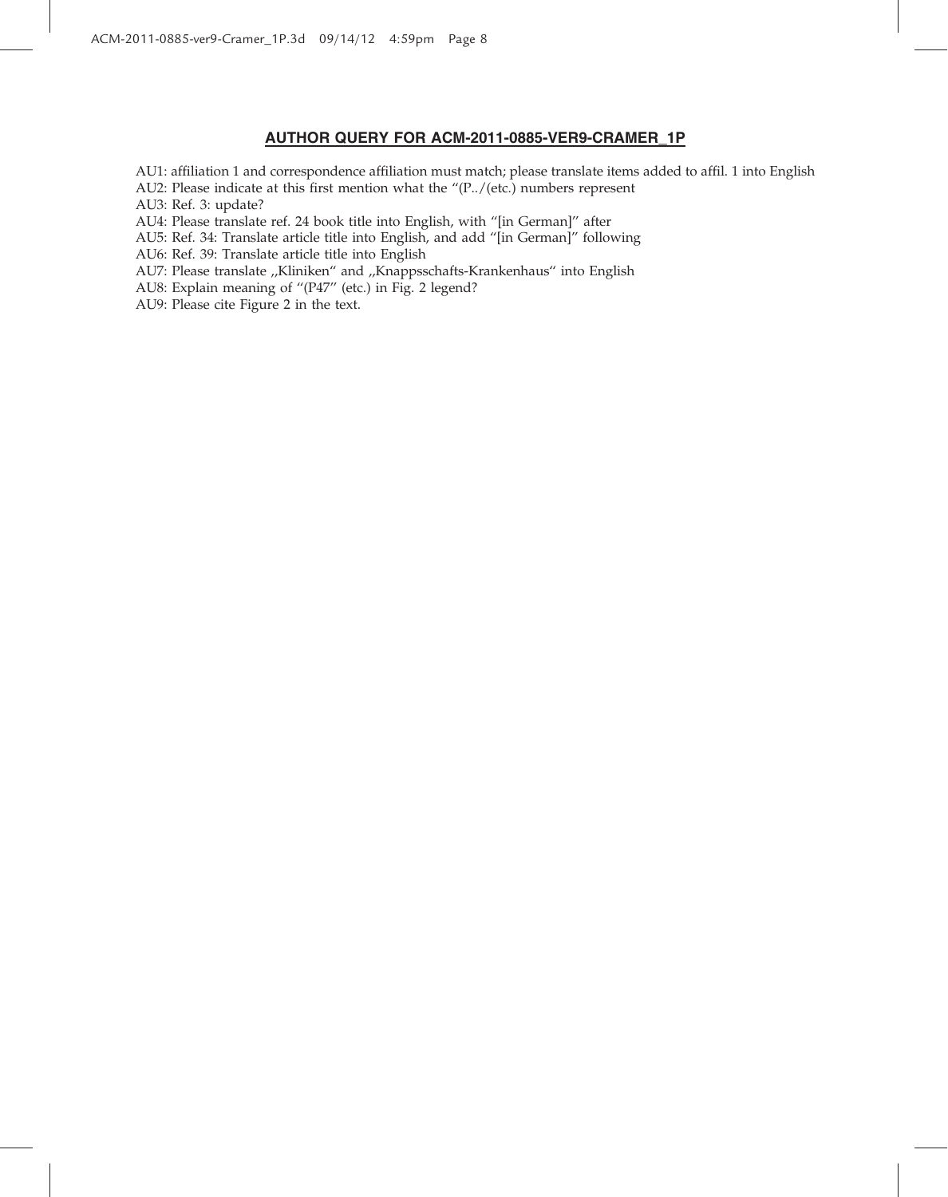## AUTHOR QUERY FOR ACM-2011-0885-VER9-CRAMER_1P

AU1: affiliation 1 and correspondence affiliation must match; please translate items added to affil. 1 into English
AU2: Please indicate at this first mention what the "(P../(etc.) numbers represent
AU3: Ref. 3: update?
AU4: Please translate ref. 24 book title into English, with "[in German]" after
AU5: Ref. 34: Translate article title into English, and add "[in German]" following
AU6: Ref. 39: Translate article title into English
AU7: Please translate ,,Kliniken" and ,,Knappsschafts-Krankenhaus" into English
AU8: Explain meaning of "(P47" (etc.) in Fig. 2 legend?
AU9: Please cite Figure 2 in the text.